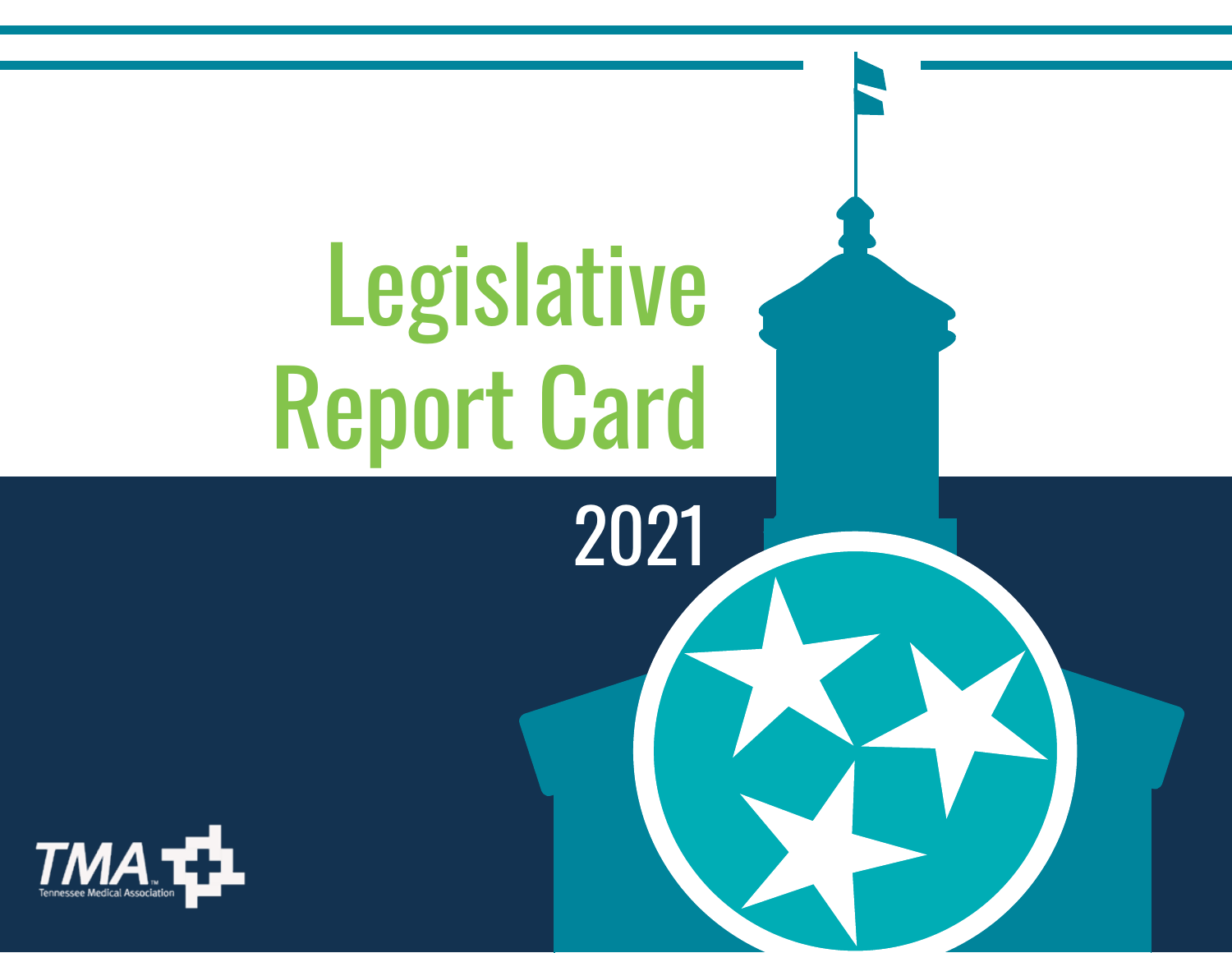# Legislative Report Card

2021

TMA

Tennessee Medical Association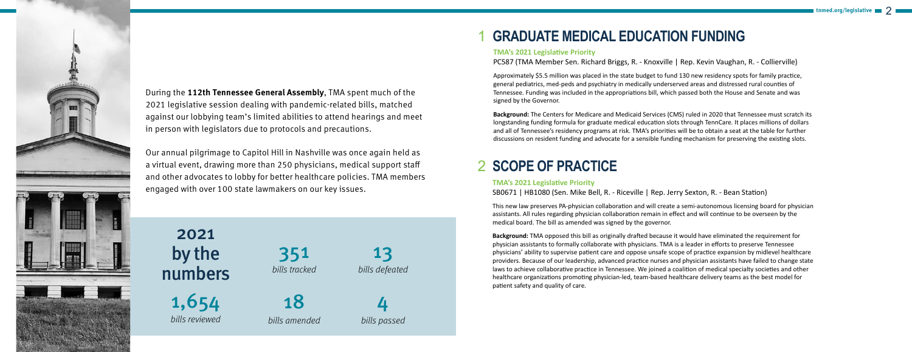During the **112th Tennessee General Assembly**, TMA spent much of the 2021 legislative session dealing with pandemic-related bills, matched against our lobbying team's limited abilities to attend hearings and meet in person with legislators due to protocols and precautions.

Our annual pilgrimage to Capitol Hill in Nashville was once again held as a virtual event, drawing more than 250 physicians, medical support staff and other advocates to lobby for better healthcare policies. TMA members engaged with over 100 state lawmakers on our key issues.

## 2021 by the numbers

**1,654** *bills reviewed*

**351** *bills tracked*

**18** *bills amended*

**13** *bills defeated*

**4** *bills passed*

## 1 GRADUATE MEDICAL EDUCATION FUNDING

**TMA's 2021 Legislative Priority**

PC587 (TMA Member Sen. Richard Briggs, R. - Knoxville | Rep. Kevin Vaughan, R. - Collierville)

Approximately $5.5 million was placed in the state budget to fund 130 new residency spots for family practice, general pediatrics, med-peds and psychiatry in medically underserved areas and distressed rural counties of Tennessee. Funding was included in the appropriations bill, which passed both the House and Senate and was signed by the Governor.

**Background:** The Centers for Medicare and Medicaid Services (CMS) ruled in 2020 that Tennessee must scratch its longstanding funding formula for graduate medical education slots through TennCare. It places millions of dollars and all of Tennessee's residency programs at risk. TMA's priorities will be to obtain a seat at the table for further discussions on resident funding and advocate for a sensible funding mechanism for preserving the existing slots.

## 2 SCOPE OF PRACTICE

**TMA's 2021 Legislative Priority**

SB0671 | HB1080 (Sen. Mike Bell, R. - Riceville | Rep. Jerry Sexton, R. - Bean Station)

This new law preserves PA-physician collaboration and will create a semi-autonomous licensing board for physician assistants. All rules regarding physician collaboration remain in effect and will continue to be overseen by the medical board. The bill as amended was signed by the governor.

**Background:** TMA opposed this bill as originally drafted because it would have eliminated the requirement for physician assistants to formally collaborate with physicians. TMA is a leader in efforts to preserve Tennessee physicians' ability to supervise patient care and oppose unsafe scope of practice expansion by midlevel healthcare providers. Because of our leadership, advanced practice nurses and physician assistants have failed to change state laws to achieve collaborative practice in Tennessee. We joined a coalition of medical specialty societies and other healthcare organizations promoting physician-led, team-based healthcare delivery teams as the best model for patient safety and quality of care.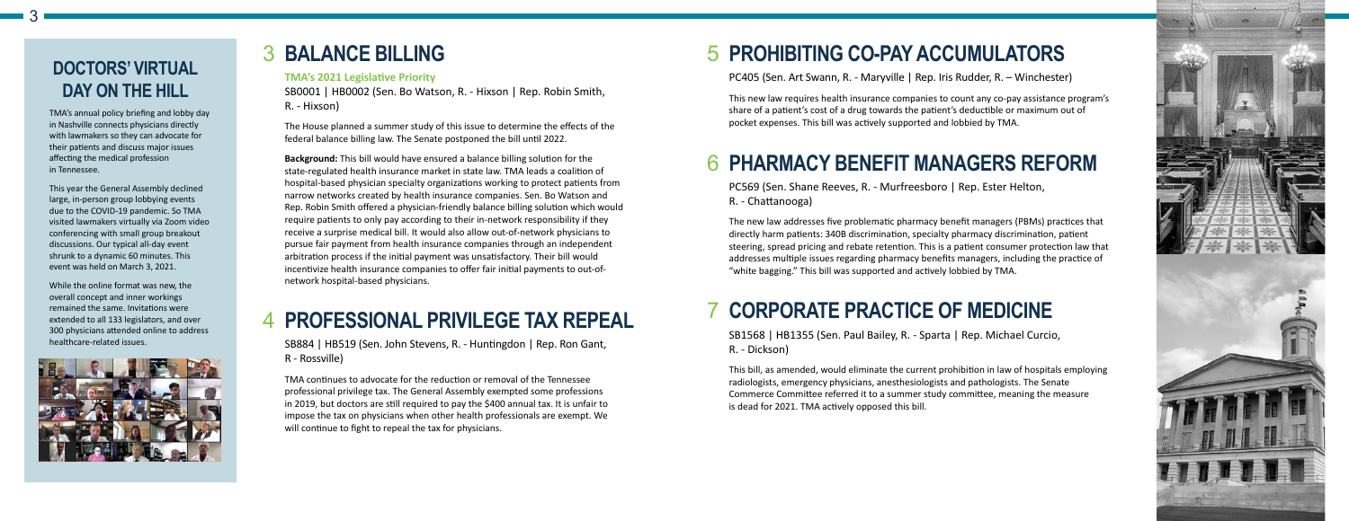## DOCTORS' VIRTUAL DAY ON THE HILL

TMA's annual policy briefing and lobby day in Nashville connects physicians directly with lawmakers so they can advocate for their patients and discuss major issues affecting the medical profession in Tennessee.

This year the General Assembly declined large, in-person group lobbying events due to the COVID-19 pandemic. So TMA visited lawmakers virtually via Zoom video conferencing with small group breakout discussions. Our typical all-day event shrunk to a dynamic 60 minutes. This event was held on March 3, 2021.

While the online format was new, the overall concept and inner workings remained the same. Invitations were extended to all 133 legislators, and over 300 physicians attended online to address healthcare-related issues.

## 3 BALANCE BILLING

**TMA's 2021 Legislative Priority**

SB0001 | HB0002 (Sen. Bo Watson, R. - Hixson | Rep. Robin Smith, R. - Hixson)

The House planned a summer study of this issue to determine the effects of the federal balance billing law. The Senate postponed the bill until 2022.

**Background:** This bill would have ensured a balance billing solution for the state-regulated health insurance market in state law. TMA leads a coalition of hospital-based physician specialty organizations working to protect patients from narrow networks created by health insurance companies. Sen. Bo Watson and Rep. Robin Smith offered a physician-friendly balance billing solution which would require patients to only pay according to their in-network responsibility if they receive a surprise medical bill. It would also allow out-of-network physicians to pursue fair payment from health insurance companies through an independent arbitration process if the initial payment was unsatisfactory. Their bill would incentivize health insurance companies to offer fair initial payments to out-of-network hospital-based physicians.

## 4 PROFESSIONAL PRIVILEGE TAX REPEAL

SB884 | HB519 (Sen. John Stevens, R. - Huntingdon | Rep. Ron Gant, R - Rossville)

TMA continues to advocate for the reduction or removal of the Tennessee professional privilege tax. The General Assembly exempted some professions in 2019, but doctors are still required to pay the $400 annual tax. It is unfair to impose the tax on physicians when other health professionals are exempt. We will continue to fight to repeal the tax for physicians.

## 5 PROHIBITING CO-PAY ACCUMULATORS

PC405 (Sen. Art Swann, R. - Maryville | Rep. Iris Rudder, R. – Winchester)

This new law requires health insurance companies to count any co-pay assistance program's share of a patient's cost of a drug towards the patient's deductible or maximum out of pocket expenses. This bill was actively supported and lobbied by TMA.

## 6 PHARMACY BENEFIT MANAGERS REFORM

PC569 (Sen. Shane Reeves, R. - Murfreesboro | Rep. Ester Helton, R. - Chattanooga)

The new law addresses five problematic pharmacy benefit managers (PBMs) practices that directly harm patients: 340B discrimination, specialty pharmacy discrimination, patient steering, spread pricing and rebate retention. This is a patient consumer protection law that addresses multiple issues regarding pharmacy benefits managers, including the practice of "white bagging." This bill was supported and actively lobbied by TMA.

## 7 CORPORATE PRACTICE OF MEDICINE

SB1568 | HB1355 (Sen. Paul Bailey, R. - Sparta | Rep. Michael Curcio, R. - Dickson)

This bill, as amended, would eliminate the current prohibition in law of hospitals employing radiologists, emergency physicians, anesthesiologists and pathologists. The Senate Commerce Committee referred it to a summer study committee, meaning the measure is dead for 2021. TMA actively opposed this bill.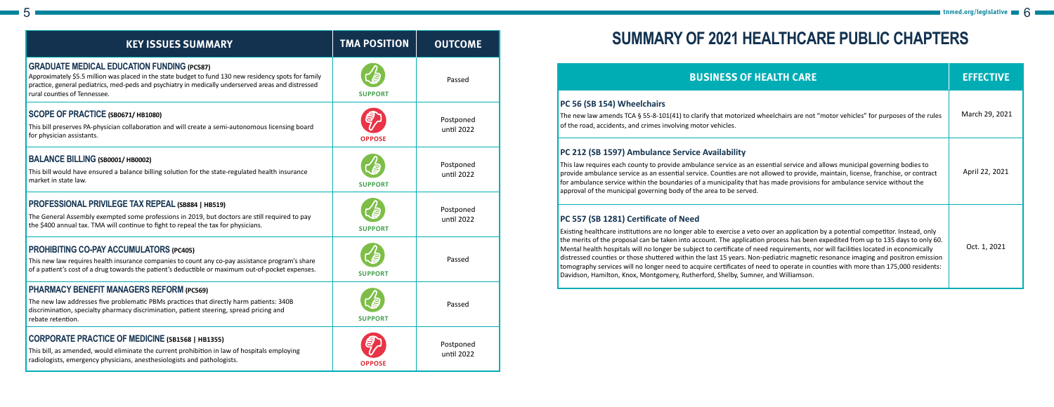| KEY ISSUES SUMMARY | TMA POSITION | OUTCOME |
|---|---|---|
| **GRADUATE MEDICAL EDUCATION FUNDING (PC587)** Approximately $5.5 million was placed in the state budget to fund 130 new residency spots for family practice, general pediatrics, med-peds and psychiatry in medically underserved areas and distressed rural counties of Tennessee. | SUPPORT | Passed |
| **SCOPE OF PRACTICE (SB0671/ HB1080)** This bill preserves PA-physician collaboration and will create a semi-autonomous licensing board for physician assistants. | OPPOSE | Postponed until 2022 |
| **BALANCE BILLING (SB0001/ HB0002)** This bill would have ensured a balance billing solution for the state-regulated health insurance market in state law. | SUPPORT | Postponed until 2022 |
| **PROFESSIONAL PRIVILEGE TAX REPEAL (SB884 \| HB519)** The General Assembly exempted some professions in 2019, but doctors are still required to pay the $400 annual tax. TMA will continue to fight to repeal the tax for physicians. | SUPPORT | Postponed until 2022 |
| **PROHIBITING CO-PAY ACCUMULATORS (PC405)** This new law requires health insurance companies to count any co-pay assistance program's share of a patient's cost of a drug towards the patient's deductible or maximum out-of-pocket expenses. | SUPPORT | Passed |
| **PHARMACY BENEFIT MANAGERS REFORM (PC569)** The new law addresses five problematic PBMs practices that directly harm patients: 340B discrimination, specialty pharmacy discrimination, patient steering, spread pricing and rebate retention. | SUPPORT | Passed |
| **CORPORATE PRACTICE OF MEDICINE (SB1568 \| HB1355)** This bill, as amended, would eliminate the current prohibition in law of hospitals employing radiologists, emergency physicians, anesthesiologists and pathologists. | OPPOSE | Postponed until 2022 |

# SUMMARY OF 2021 HEALTHCARE PUBLIC CHAPTERS

| BUSINESS OF HEALTH CARE | EFFECTIVE |
|---|---|
| **PC 56 (SB 154) Wheelchairs** The new law amends TCA § 55-8-101(41) to clarify that motorized wheelchairs are not "motor vehicles" for purposes of the rules of the road, accidents, and crimes involving motor vehicles. | March 29, 2021 |
| **PC 212 (SB 1597) Ambulance Service Availability** This law requires each county to provide ambulance service as an essential service and allows municipal governing bodies to provide ambulance service as an essential service. Counties are not allowed to provide, maintain, license, franchise, or contract for ambulance service within the boundaries of a municipality that has made provisions for ambulance service without the approval of the municipal governing body of the area to be served. | April 22, 2021 |
| **PC 557 (SB 1281) Certificate of Need** Existing healthcare institutions are no longer able to exercise a veto over an application by a potential competitor. Instead, only the merits of the proposal can be taken into account. The application process has been expedited from up to 135 days to only 60. Mental health hospitals will no longer be subject to certificate of need requirements, nor will facilities located in economically distressed counties or those shuttered within the last 15 years. Non-pediatric magnetic resonance imaging and positron emission tomography services will no longer need to acquire certificates of need to operate in counties with more than 175,000 residents: Davidson, Hamilton, Knox, Montgomery, Rutherford, Shelby, Sumner, and Williamson. | Oct. 1, 2021 |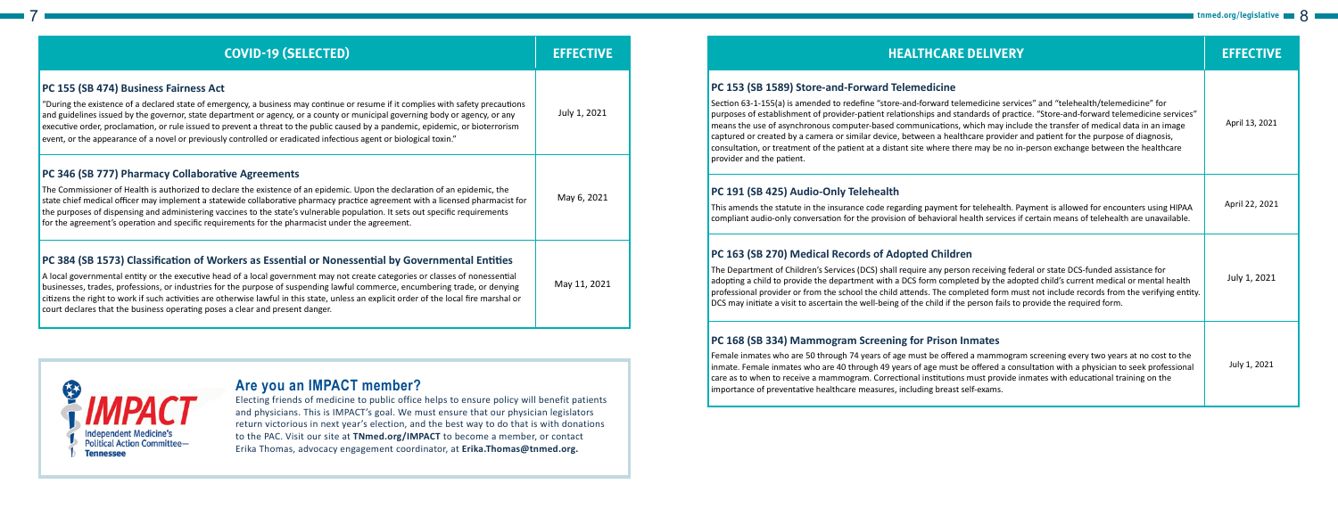| COVID-19 (SELECTED) | EFFECTIVE |
|---|---|
| **PC 155 (SB 474) Business Fairness Act**<br>"During the existence of a declared state of emergency, a business may continue or resume if it complies with safety precautions and guidelines issued by the governor, state department or agency, or a county or municipal governing body or agency, or any executive order, proclamation, or rule issued to prevent a threat to the public caused by a pandemic, epidemic, or bioterrorism event, or the appearance of a novel or previously controlled or eradicated infectious agent or biological toxin." | July 1, 2021 |
| **PC 346 (SB 777) Pharmacy Collaborative Agreements**<br>The Commissioner of Health is authorized to declare the existence of an epidemic. Upon the declaration of an epidemic, the state chief medical officer may implement a statewide collaborative pharmacy practice agreement with a licensed pharmacist for the purposes of dispensing and administering vaccines to the state's vulnerable population. It sets out specific requirements for the agreement's operation and specific requirements for the pharmacist under the agreement. | May 6, 2021 |
| **PC 384 (SB 1573) Classification of Workers as Essential or Nonessential by Governmental Entities**<br>A local governmental entity or the executive head of a local government may not create categories or classes of nonessential businesses, trades, professions, or industries for the purpose of suspending lawful commerce, encumbering trade, or denying citizens the right to work if such activities are otherwise lawful in this state, unless an explicit order of the local fire marshal or court declares that the business operating poses a clear and present danger. | May 11, 2021 |

## Are you an IMPACT member?

Electing friends of medicine to public office helps to ensure policy will benefit patients and physicians. This is IMPACT's goal. We must ensure that our physician legislators return victorious in next year's election, and the best way to do that is with donations to the PAC. Visit our site at **TNmed.org/IMPACT** to become a member, or contact Erika Thomas, advocacy engagement coordinator, at **Erika.Thomas@tnmed.org.**

| HEALTHCARE DELIVERY | EFFECTIVE |
|---|---|
| **PC 153 (SB 1589) Store-and-Forward Telemedicine**<br>Section 63-1-155(a) is amended to redefine "store-and-forward telemedicine services" and "telehealth/telemedicine" for purposes of establishment of provider-patient relationships and standards of practice. "Store-and-forward telemedicine services" means the use of asynchronous computer-based communications, which may include the transfer of medical data in an image captured or created by a camera or similar device, between a healthcare provider and patient for the purpose of diagnosis, consultation, or treatment of the patient at a distant site where there may be no in-person exchange between the healthcare provider and the patient. | April 13, 2021 |
| **PC 191 (SB 425) Audio-Only Telehealth**<br>This amends the statute in the insurance code regarding payment for telehealth. Payment is allowed for encounters using HIPAA compliant audio-only conversation for the provision of behavioral health services if certain means of telehealth are unavailable. | April 22, 2021 |
| **PC 163 (SB 270) Medical Records of Adopted Children**<br>The Department of Children's Services (DCS) shall require any person receiving federal or state DCS-funded assistance for adopting a child to provide the department with a DCS form completed by the adopted child's current medical or mental health professional provider or from the school the child attends. The completed form must not include records from the verifying entity. DCS may initiate a visit to ascertain the well-being of the child if the person fails to provide the required form. | July 1, 2021 |
| **PC 168 (SB 334) Mammogram Screening for Prison Inmates**<br>Female inmates who are 50 through 74 years of age must be offered a mammogram screening every two years at no cost to the inmate. Female inmates who are 40 through 49 years of age must be offered a consultation with a physician to seek professional care as to when to receive a mammogram. Correctional institutions must provide inmates with educational training on the importance of preventative healthcare measures, including breast self-exams. | July 1, 2021 |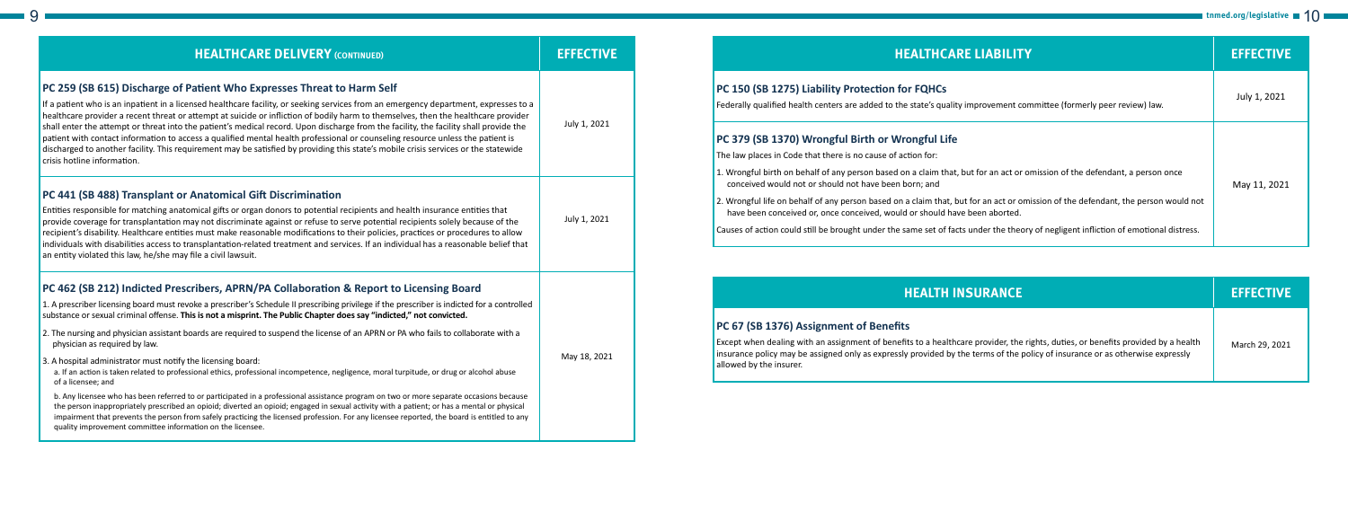| HEALTHCARE DELIVERY (CONTINUED) | EFFECTIVE |
|---|---|
| **PC 259 (SB 615) Discharge of Patient Who Expresses Threat to Harm Self**<br>If a patient who is an inpatient in a licensed healthcare facility, or seeking services from an emergency department, expresses to a healthcare provider a recent threat or attempt at suicide or infliction of bodily harm to themselves, then the healthcare provider shall enter the attempt or threat into the patient's medical record. Upon discharge from the facility, the facility shall provide the patient with contact information to access a qualified mental health professional or counseling resource unless the patient is discharged to another facility. This requirement may be satisfied by providing this state's mobile crisis services or the statewide crisis hotline information. | July 1, 2021 |
| **PC 441 (SB 488) Transplant or Anatomical Gift Discrimination**<br>Entities responsible for matching anatomical gifts or organ donors to potential recipients and health insurance entities that provide coverage for transplantation may not discriminate against or refuse to serve potential recipients solely because of the recipient's disability. Healthcare entities must make reasonable modifications to their policies, practices or procedures to allow individuals with disabilities access to transplantation-related treatment and services. If an individual has a reasonable belief that an entity violated this law, he/she may file a civil lawsuit. | July 1, 2021 |
| **PC 462 (SB 212) Indicted Prescribers, APRN/PA Collaboration & Report to Licensing Board**<br>1. A prescriber licensing board must revoke a prescriber's Schedule II prescribing privilege if the prescriber is indicted for a controlled substance or sexual criminal offense. **This is not a misprint. The Public Chapter does say "indicted," not convicted.**<br>2. The nursing and physician assistant boards are required to suspend the license of an APRN or PA who fails to collaborate with a physician as required by law.<br>3. A hospital administrator must notify the licensing board:<br>a. If an action is taken related to professional ethics, professional incompetence, negligence, moral turpitude, or drug or alcohol abuse of a licensee; and<br>b. Any licensee who has been referred to or participated in a professional assistance program on two or more separate occasions because the person inappropriately prescribed an opioid; diverted an opioid; engaged in sexual activity with a patient; or has a mental or physical impairment that prevents the person from safely practicing the licensed profession. For any licensee reported, the board is entitled to any quality improvement committee information on the licensee. | May 18, 2021 |

| HEALTHCARE LIABILITY | EFFECTIVE |
|---|---|
| **PC 150 (SB 1275) Liability Protection for FQHCs**<br>Federally qualified health centers are added to the state's quality improvement committee (formerly peer review) law. | July 1, 2021 |
| **PC 379 (SB 1370) Wrongful Birth or Wrongful Life**<br>The law places in Code that there is no cause of action for:<br>1. Wrongful birth on behalf of any person based on a claim that, but for an act or omission of the defendant, a person once conceived would not or should not have been born; and<br>2. Wrongful life on behalf of any person based on a claim that, but for an act or omission of the defendant, the person would not have been conceived or, once conceived, would or should have been aborted.<br>Causes of action could still be brought under the same set of facts under the theory of negligent infliction of emotional distress. | May 11, 2021 |

| HEALTH INSURANCE | EFFECTIVE |
|---|---|
| **PC 67 (SB 1376) Assignment of Benefits**<br>Except when dealing with an assignment of benefits to a healthcare provider, the rights, duties, or benefits provided by a health insurance policy may be assigned only as expressly provided by the terms of the policy of insurance or as otherwise expressly allowed by the insurer. | March 29, 2021 |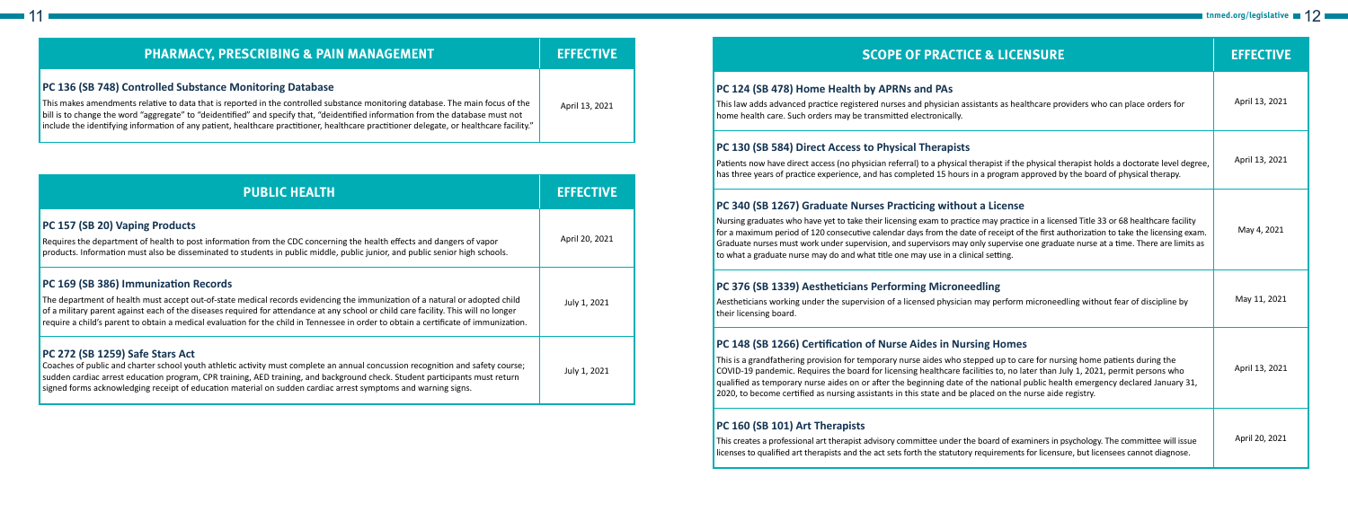| PHARMACY, PRESCRIBING & PAIN MANAGEMENT | EFFECTIVE |
|---|---|
| **PC 136 (SB 748) Controlled Substance Monitoring Database**<br>This makes amendments relative to data that is reported in the controlled substance monitoring database. The main focus of the bill is to change the word "aggregate" to "deidentified" and specify that, "deidentified information from the database must not include the identifying information of any patient, healthcare practitioner, healthcare practitioner delegate, or healthcare facility." | April 13, 2021 |

| PUBLIC HEALTH | EFFECTIVE |
|---|---|
| **PC 157 (SB 20) Vaping Products**<br>Requires the department of health to post information from the CDC concerning the health effects and dangers of vapor products. Information must also be disseminated to students in public middle, public junior, and public senior high schools. | April 20, 2021 |
| **PC 169 (SB 386) Immunization Records**<br>The department of health must accept out-of-state medical records evidencing the immunization of a natural or adopted child of a military parent against each of the diseases required for attendance at any school or child care facility. This will no longer require a child's parent to obtain a medical evaluation for the child in Tennessee in order to obtain a certificate of immunization. | July 1, 2021 |
| **PC 272 (SB 1259) Safe Stars Act**<br>Coaches of public and charter school youth athletic activity must complete an annual concussion recognition and safety course; sudden cardiac arrest education program, CPR training, AED training, and background check. Student participants must return signed forms acknowledging receipt of education material on sudden cardiac arrest symptoms and warning signs. | July 1, 2021 |

| SCOPE OF PRACTICE & LICENSURE | EFFECTIVE |
|---|---|
| **PC 124 (SB 478) Home Health by APRNs and PAs**<br>This law adds advanced practice registered nurses and physician assistants as healthcare providers who can place orders for home health care. Such orders may be transmitted electronically. | April 13, 2021 |
| **PC 130 (SB 584) Direct Access to Physical Therapists**<br>Patients now have direct access (no physician referral) to a physical therapist if the physical therapist holds a doctorate level degree, has three years of practice experience, and has completed 15 hours in a program approved by the board of physical therapy. | April 13, 2021 |
| **PC 340 (SB 1267) Graduate Nurses Practicing without a License**<br>Nursing graduates who have yet to take their licensing exam to practice may practice in a licensed Title 33 or 68 healthcare facility for a maximum period of 120 consecutive calendar days from the date of receipt of the first authorization to take the licensing exam. Graduate nurses must work under supervision, and supervisors may only supervise one graduate nurse at a time. There are limits as to what a graduate nurse may do and what title one may use in a clinical setting. | May 4, 2021 |
| **PC 376 (SB 1339) Aestheticians Performing Microneedling**<br>Aestheticians working under the supervision of a licensed physician may perform microneedling without fear of discipline by their licensing board. | May 11, 2021 |
| **PC 148 (SB 1266) Certification of Nurse Aides in Nursing Homes**<br>This is a grandfathering provision for temporary nurse aides who stepped up to care for nursing home patients during the COVID-19 pandemic. Requires the board for licensing healthcare facilities to, no later than July 1, 2021, permit persons who qualified as temporary nurse aides on or after the beginning date of the national public health emergency declared January 31, 2020, to become certified as nursing assistants in this state and be placed on the nurse aide registry. | April 13, 2021 |
| **PC 160 (SB 101) Art Therapists**<br>This creates a professional art therapist advisory committee under the board of examiners in psychology. The committee will issue licenses to qualified art therapists and the act sets forth the statutory requirements for licensure, but licensees cannot diagnose. | April 20, 2021 |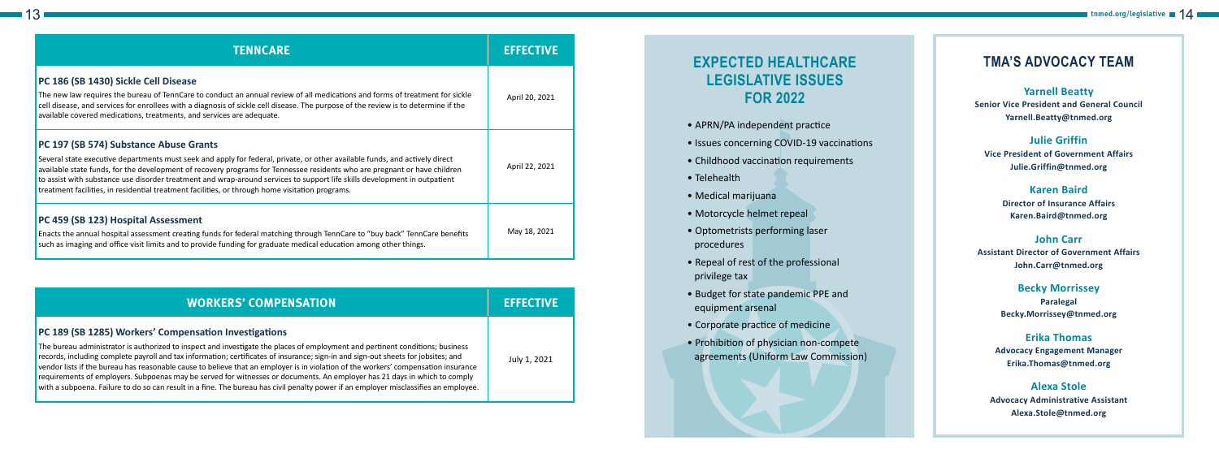| TENNCARE | EFFECTIVE |
|---|---|
| **PC 186 (SB 1430) Sickle Cell Disease**<br>The new law requires the bureau of TennCare to conduct an annual review of all medications and forms of treatment for sickle cell disease, and services for enrollees with a diagnosis of sickle cell disease. The purpose of the review is to determine if the available covered medications, treatments, and services are adequate. | April 20, 2021 |
| **PC 197 (SB 574) Substance Abuse Grants**<br>Several state executive departments must seek and apply for federal, private, or other available funds, and actively direct available state funds, for the development of recovery programs for Tennessee residents who are pregnant or have children to assist with substance use disorder treatment and wrap-around services to support life skills development in outpatient treatment facilities, in residential treatment facilities, or through home visitation programs. | April 22, 2021 |
| **PC 459 (SB 123) Hospital Assessment**<br>Enacts the annual hospital assessment creating funds for federal matching through TennCare to "buy back" TennCare benefits such as imaging and office visit limits and to provide funding for graduate medical education among other things. | May 18, 2021 |

| WORKERS' COMPENSATION | EFFECTIVE |
|---|---|
| **PC 189 (SB 1285) Workers' Compensation Investigations**<br>The bureau administrator is authorized to inspect and investigate the places of employment and pertinent conditions; business records, including complete payroll and tax information; certificates of insurance; sign-in and sign-out sheets for jobsites; and vendor lists if the bureau has reasonable cause to believe that an employer is in violation of the workers' compensation insurance requirements of employers. Subpoenas may be served for witnesses or documents. An employer has 21 days in which to comply with a subpoena. Failure to do so can result in a fine. The bureau has civil penalty power if an employer misclassifies an employee. | July 1, 2021 |

## EXPECTED HEALTHCARE LEGISLATIVE ISSUES FOR 2022

- APRN/PA independent practice
- Issues concerning COVID-19 vaccinations
- Childhood vaccination requirements
- Telehealth
- Medical marijuana
- Motorcycle helmet repeal
- Optometrists performing laser procedures
- Repeal of rest of the professional privilege tax
- Budget for state pandemic PPE and equipment arsenal
- Corporate practice of medicine
- Prohibition of physician non-compete agreements (Uniform Law Commission)

## TMA'S ADVOCACY TEAM

**Yarnell Beatty**
Senior Vice President and General Council
Yarnell.Beatty@tnmed.org

**Julie Griffin**
Vice President of Government Affairs
Julie.Griffin@tnmed.org

**Karen Baird**
Director of Insurance Affairs
Karen.Baird@tnmed.org

**John Carr**
Assistant Director of Government Affairs
John.Carr@tnmed.org

**Becky Morrissey**
Paralegal
Becky.Morrissey@tnmed.org

**Erika Thomas**
Advocacy Engagement Manager
Erika.Thomas@tnmed.org

**Alexa Stole**
Advocacy Administrative Assistant
Alexa.Stole@tnmed.org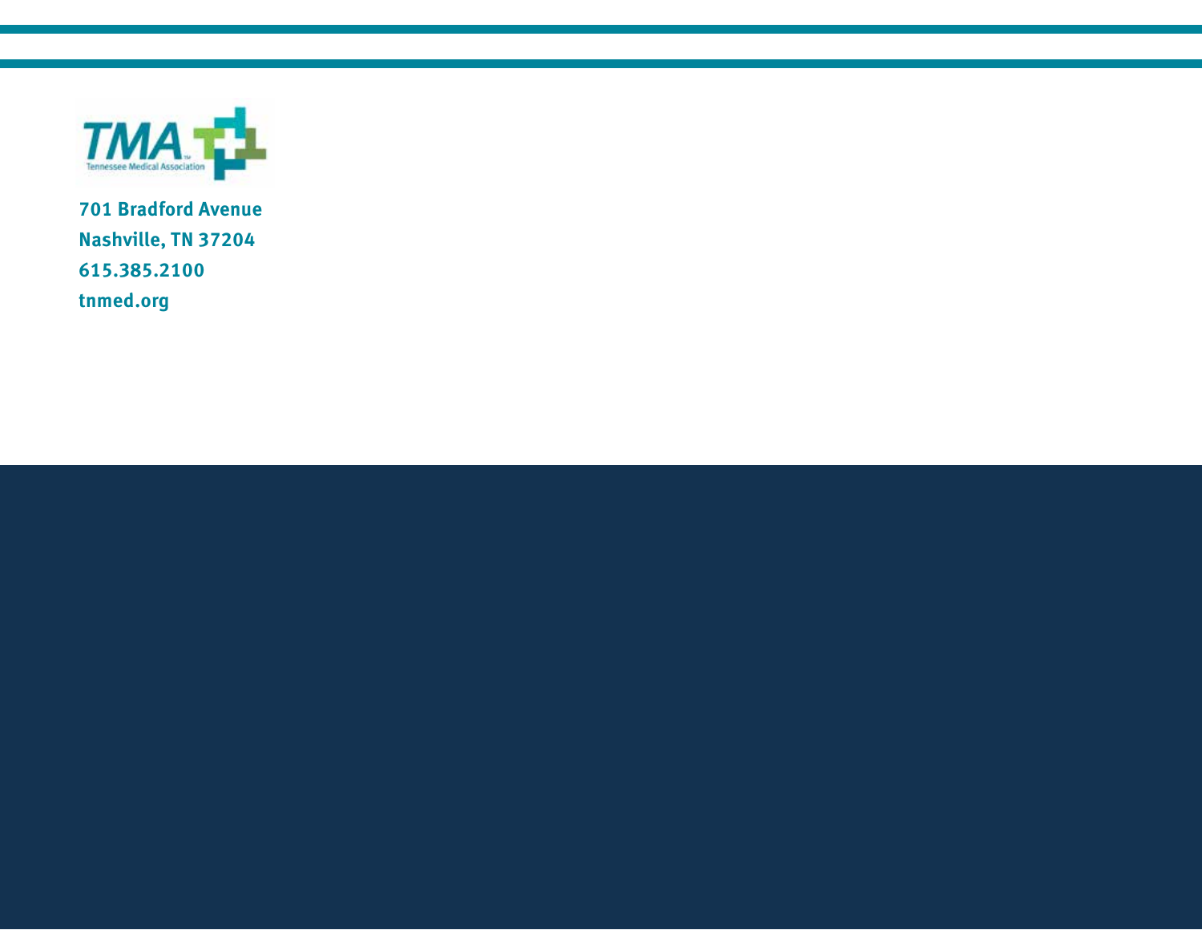TMA
Tennessee Medical Association

701 Bradford Avenue
Nashville, TN 37204
615.385.2100
tnmed.org